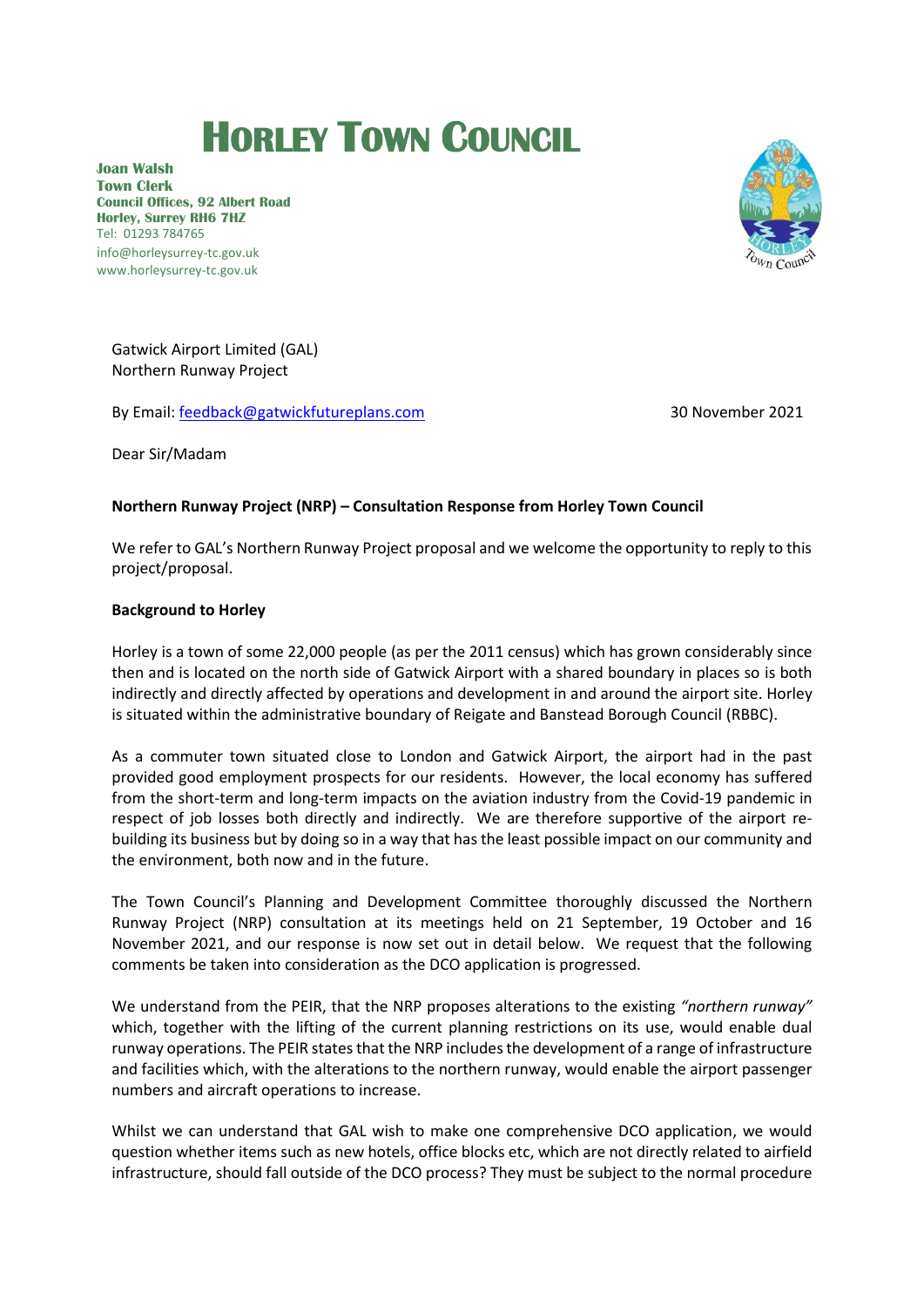# HORLEY TOWN COUNCIL

**Joan Walsh**
**Town Clerk**
**Council Offices, 92 Albert Road**
**Horley, Surrey RH6 7HZ**
Tel: 01293 784765
info@horleysurrey-tc.gov.uk
www.horleysurrey-tc.gov.uk

Gatwick Airport Limited (GAL)
Northern Runway Project

By Email: feedback@gatwickfutureplans.com

30 November 2021

Dear Sir/Madam

**Northern Runway Project (NRP) – Consultation Response from Horley Town Council**

We refer to GAL's Northern Runway Project proposal and we welcome the opportunity to reply to this project/proposal.

**Background to Horley**

Horley is a town of some 22,000 people (as per the 2011 census) which has grown considerably since then and is located on the north side of Gatwick Airport with a shared boundary in places so is both indirectly and directly affected by operations and development in and around the airport site. Horley is situated within the administrative boundary of Reigate and Banstead Borough Council (RBBC).

As a commuter town situated close to London and Gatwick Airport, the airport had in the past provided good employment prospects for our residents. However, the local economy has suffered from the short-term and long-term impacts on the aviation industry from the Covid-19 pandemic in respect of job losses both directly and indirectly. We are therefore supportive of the airport re-building its business but by doing so in a way that has the least possible impact on our community and the environment, both now and in the future.

The Town Council's Planning and Development Committee thoroughly discussed the Northern Runway Project (NRP) consultation at its meetings held on 21 September, 19 October and 16 November 2021, and our response is now set out in detail below. We request that the following comments be taken into consideration as the DCO application is progressed.

We understand from the PEIR, that the NRP proposes alterations to the existing *"northern runway"* which, together with the lifting of the current planning restrictions on its use, would enable dual runway operations. The PEIR states that the NRP includes the development of a range of infrastructure and facilities which, with the alterations to the northern runway, would enable the airport passenger numbers and aircraft operations to increase.

Whilst we can understand that GAL wish to make one comprehensive DCO application, we would question whether items such as new hotels, office blocks etc, which are not directly related to airfield infrastructure, should fall outside of the DCO process? They must be subject to the normal procedure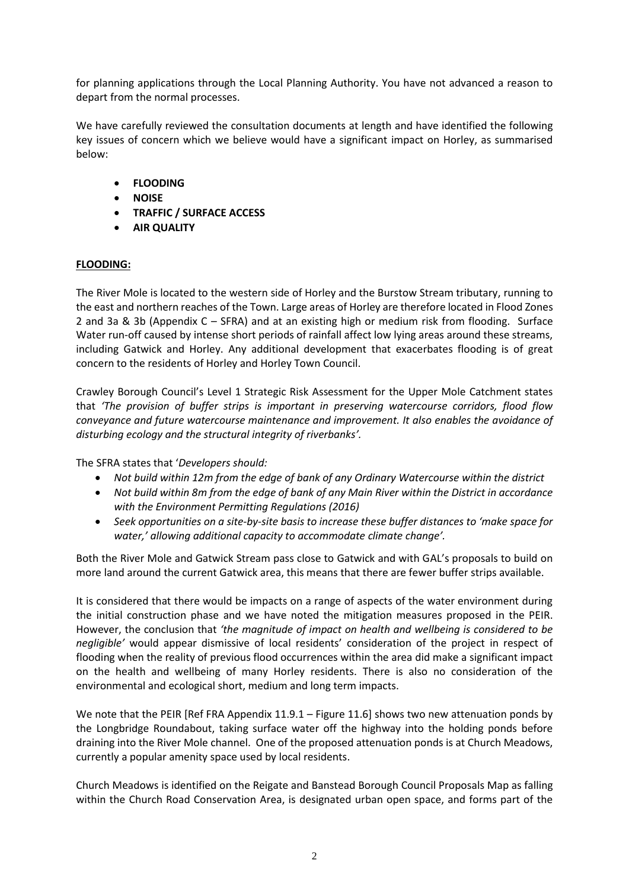for planning applications through the Local Planning Authority. You have not advanced a reason to depart from the normal processes.

We have carefully reviewed the consultation documents at length and have identified the following key issues of concern which we believe would have a significant impact on Horley, as summarised below:

- **FLOODING**
- **NOISE**
- **TRAFFIC / SURFACE ACCESS**
- **AIR QUALITY**

**FLOODING:**

The River Mole is located to the western side of Horley and the Burstow Stream tributary, running to the east and northern reaches of the Town. Large areas of Horley are therefore located in Flood Zones 2 and 3a & 3b (Appendix C – SFRA) and at an existing high or medium risk from flooding. Surface Water run-off caused by intense short periods of rainfall affect low lying areas around these streams, including Gatwick and Horley. Any additional development that exacerbates flooding is of great concern to the residents of Horley and Horley Town Council.

Crawley Borough Council's Level 1 Strategic Risk Assessment for the Upper Mole Catchment states that *'The provision of buffer strips is important in preserving watercourse corridors, flood flow conveyance and future watercourse maintenance and improvement. It also enables the avoidance of disturbing ecology and the structural integrity of riverbanks'.*

The SFRA states that '*Developers should:*

- *Not build within 12m from the edge of bank of any Ordinary Watercourse within the district*
- *Not build within 8m from the edge of bank of any Main River within the District in accordance with the Environment Permitting Regulations (2016)*
- *Seek opportunities on a site-by-site basis to increase these buffer distances to 'make space for water,' allowing additional capacity to accommodate climate change'.*

Both the River Mole and Gatwick Stream pass close to Gatwick and with GAL's proposals to build on more land around the current Gatwick area, this means that there are fewer buffer strips available.

It is considered that there would be impacts on a range of aspects of the water environment during the initial construction phase and we have noted the mitigation measures proposed in the PEIR. However, the conclusion that *'the magnitude of impact on health and wellbeing is considered to be negligible'* would appear dismissive of local residents' consideration of the project in respect of flooding when the reality of previous flood occurrences within the area did make a significant impact on the health and wellbeing of many Horley residents. There is also no consideration of the environmental and ecological short, medium and long term impacts.

We note that the PEIR [Ref FRA Appendix 11.9.1 – Figure 11.6] shows two new attenuation ponds by the Longbridge Roundabout, taking surface water off the highway into the holding ponds before draining into the River Mole channel. One of the proposed attenuation ponds is at Church Meadows, currently a popular amenity space used by local residents.

Church Meadows is identified on the Reigate and Banstead Borough Council Proposals Map as falling within the Church Road Conservation Area, is designated urban open space, and forms part of the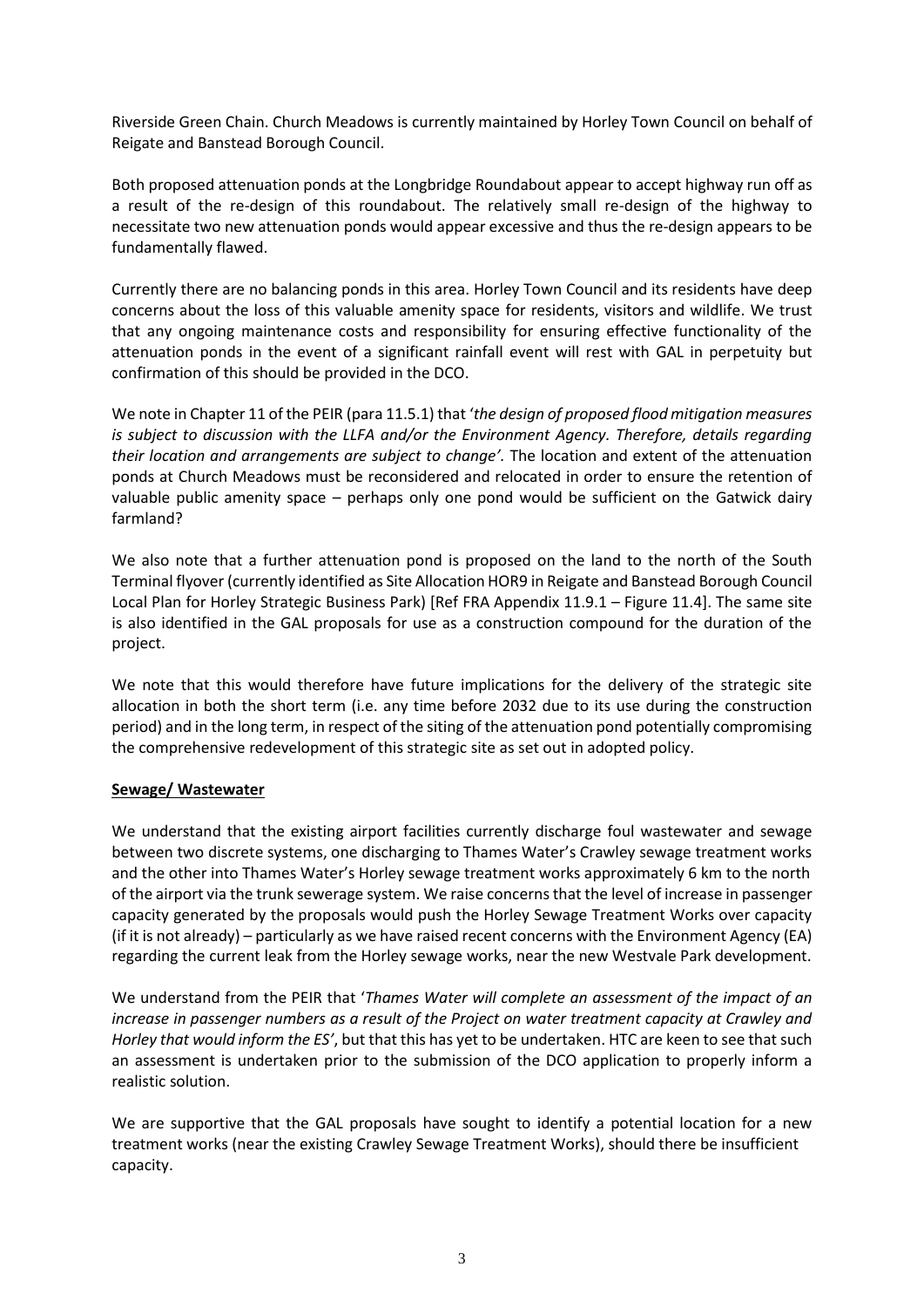Riverside Green Chain. Church Meadows is currently maintained by Horley Town Council on behalf of Reigate and Banstead Borough Council.

Both proposed attenuation ponds at the Longbridge Roundabout appear to accept highway run off as a result of the re-design of this roundabout. The relatively small re-design of the highway to necessitate two new attenuation ponds would appear excessive and thus the re-design appears to be fundamentally flawed.

Currently there are no balancing ponds in this area. Horley Town Council and its residents have deep concerns about the loss of this valuable amenity space for residents, visitors and wildlife. We trust that any ongoing maintenance costs and responsibility for ensuring effective functionality of the attenuation ponds in the event of a significant rainfall event will rest with GAL in perpetuity but confirmation of this should be provided in the DCO.

We note in Chapter 11 of the PEIR (para 11.5.1) that '*the design of proposed flood mitigation measures is subject to discussion with the LLFA and/or the Environment Agency. Therefore, details regarding their location and arrangements are subject to change'.* The location and extent of the attenuation ponds at Church Meadows must be reconsidered and relocated in order to ensure the retention of valuable public amenity space – perhaps only one pond would be sufficient on the Gatwick dairy farmland?

We also note that a further attenuation pond is proposed on the land to the north of the South Terminal flyover (currently identified as Site Allocation HOR9 in Reigate and Banstead Borough Council Local Plan for Horley Strategic Business Park) [Ref FRA Appendix 11.9.1 – Figure 11.4]. The same site is also identified in the GAL proposals for use as a construction compound for the duration of the project.

We note that this would therefore have future implications for the delivery of the strategic site allocation in both the short term (i.e. any time before 2032 due to its use during the construction period) and in the long term, in respect of the siting of the attenuation pond potentially compromising the comprehensive redevelopment of this strategic site as set out in adopted policy.

**Sewage/ Wastewater**

We understand that the existing airport facilities currently discharge foul wastewater and sewage between two discrete systems, one discharging to Thames Water's Crawley sewage treatment works and the other into Thames Water's Horley sewage treatment works approximately 6 km to the north of the airport via the trunk sewerage system. We raise concerns that the level of increase in passenger capacity generated by the proposals would push the Horley Sewage Treatment Works over capacity (if it is not already) – particularly as we have raised recent concerns with the Environment Agency (EA) regarding the current leak from the Horley sewage works, near the new Westvale Park development.

We understand from the PEIR that '*Thames Water will complete an assessment of the impact of an increase in passenger numbers as a result of the Project on water treatment capacity at Crawley and Horley that would inform the ES'*, but that this has yet to be undertaken. HTC are keen to see that such an assessment is undertaken prior to the submission of the DCO application to properly inform a realistic solution.

We are supportive that the GAL proposals have sought to identify a potential location for a new treatment works (near the existing Crawley Sewage Treatment Works), should there be insufficient capacity.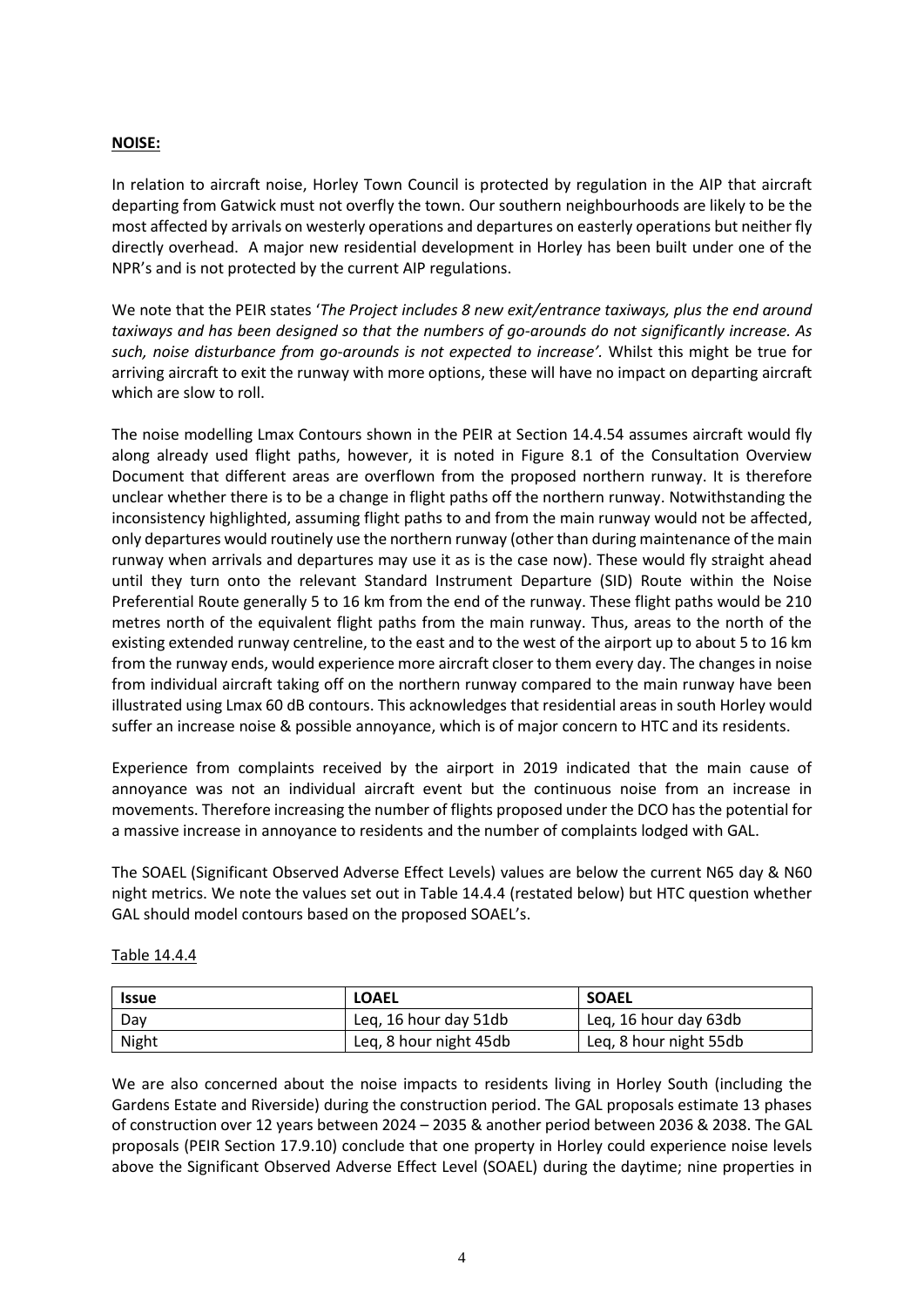**NOISE:**

In relation to aircraft noise, Horley Town Council is protected by regulation in the AIP that aircraft departing from Gatwick must not overfly the town. Our southern neighbourhoods are likely to be the most affected by arrivals on westerly operations and departures on easterly operations but neither fly directly overhead. A major new residential development in Horley has been built under one of the NPR's and is not protected by the current AIP regulations.

We note that the PEIR states '*The Project includes 8 new exit/entrance taxiways, plus the end around taxiways and has been designed so that the numbers of go-arounds do not significantly increase. As such, noise disturbance from go-arounds is not expected to increase'.* Whilst this might be true for arriving aircraft to exit the runway with more options, these will have no impact on departing aircraft which are slow to roll.

The noise modelling Lmax Contours shown in the PEIR at Section 14.4.54 assumes aircraft would fly along already used flight paths, however, it is noted in Figure 8.1 of the Consultation Overview Document that different areas are overflown from the proposed northern runway. It is therefore unclear whether there is to be a change in flight paths off the northern runway. Notwithstanding the inconsistency highlighted, assuming flight paths to and from the main runway would not be affected, only departures would routinely use the northern runway (other than during maintenance of the main runway when arrivals and departures may use it as is the case now). These would fly straight ahead until they turn onto the relevant Standard Instrument Departure (SID) Route within the Noise Preferential Route generally 5 to 16 km from the end of the runway. These flight paths would be 210 metres north of the equivalent flight paths from the main runway. Thus, areas to the north of the existing extended runway centreline, to the east and to the west of the airport up to about 5 to 16 km from the runway ends, would experience more aircraft closer to them every day. The changes in noise from individual aircraft taking off on the northern runway compared to the main runway have been illustrated using Lmax 60 dB contours. This acknowledges that residential areas in south Horley would suffer an increase noise & possible annoyance, which is of major concern to HTC and its residents.

Experience from complaints received by the airport in 2019 indicated that the main cause of annoyance was not an individual aircraft event but the continuous noise from an increase in movements. Therefore increasing the number of flights proposed under the DCO has the potential for a massive increase in annoyance to residents and the number of complaints lodged with GAL.

The SOAEL (Significant Observed Adverse Effect Levels) values are below the current N65 day & N60 night metrics. We note the values set out in Table 14.4.4 (restated below) but HTC question whether GAL should model contours based on the proposed SOAEL's.

Table 14.4.4

| Issue | LOAEL | SOAEL |
|---|---|---|
| Day | Leq, 16 hour day 51db | Leq, 16 hour day 63db |
| Night | Leq, 8 hour night 45db | Leq, 8 hour night 55db |

We are also concerned about the noise impacts to residents living in Horley South (including the Gardens Estate and Riverside) during the construction period. The GAL proposals estimate 13 phases of construction over 12 years between 2024 – 2035 & another period between 2036 & 2038. The GAL proposals (PEIR Section 17.9.10) conclude that one property in Horley could experience noise levels above the Significant Observed Adverse Effect Level (SOAEL) during the daytime; nine properties in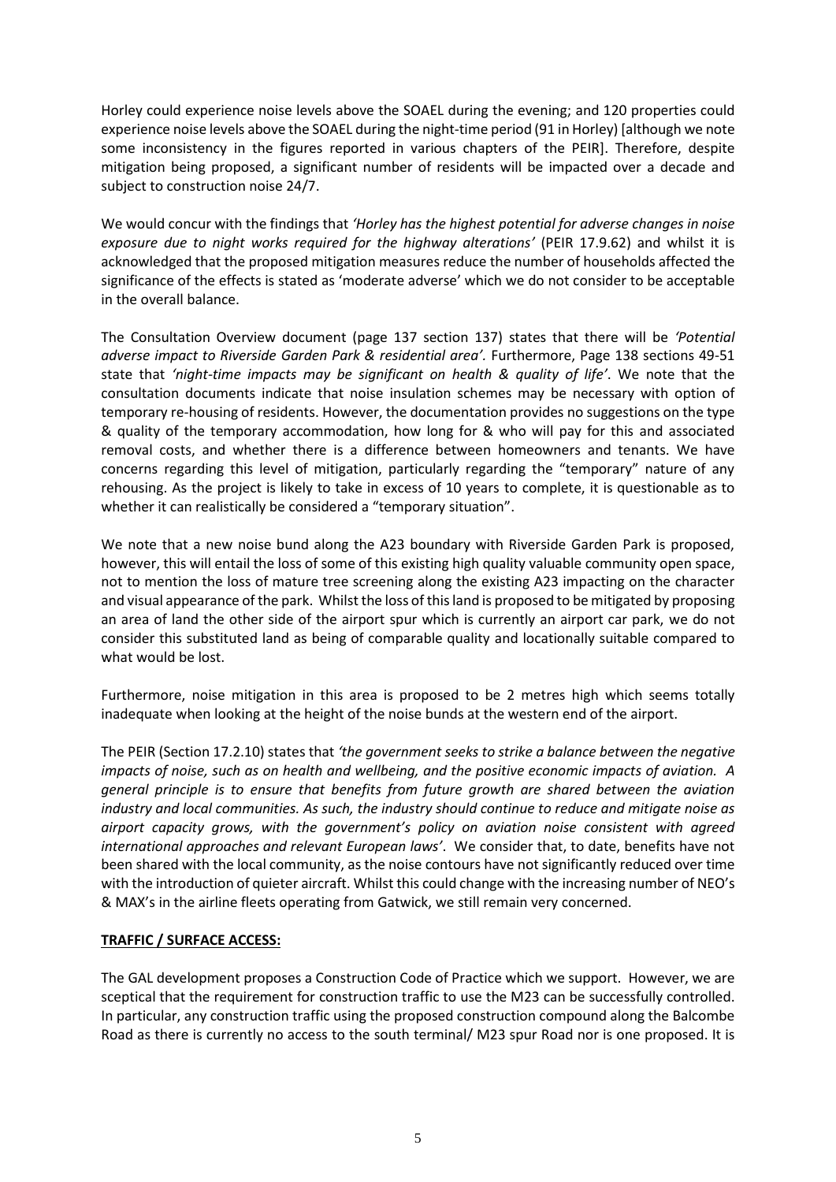Horley could experience noise levels above the SOAEL during the evening; and 120 properties could experience noise levels above the SOAEL during the night-time period (91 in Horley) [although we note some inconsistency in the figures reported in various chapters of the PEIR]. Therefore, despite mitigation being proposed, a significant number of residents will be impacted over a decade and subject to construction noise 24/7.

We would concur with the findings that *'Horley has the highest potential for adverse changes in noise exposure due to night works required for the highway alterations'* (PEIR 17.9.62) and whilst it is acknowledged that the proposed mitigation measures reduce the number of households affected the significance of the effects is stated as 'moderate adverse' which we do not consider to be acceptable in the overall balance.

The Consultation Overview document (page 137 section 137) states that there will be *'Potential adverse impact to Riverside Garden Park & residential area'*. Furthermore, Page 138 sections 49-51 state that *'night-time impacts may be significant on health & quality of life'*. We note that the consultation documents indicate that noise insulation schemes may be necessary with option of temporary re-housing of residents. However, the documentation provides no suggestions on the type & quality of the temporary accommodation, how long for & who will pay for this and associated removal costs, and whether there is a difference between homeowners and tenants. We have concerns regarding this level of mitigation, particularly regarding the "temporary" nature of any rehousing. As the project is likely to take in excess of 10 years to complete, it is questionable as to whether it can realistically be considered a "temporary situation".

We note that a new noise bund along the A23 boundary with Riverside Garden Park is proposed, however, this will entail the loss of some of this existing high quality valuable community open space, not to mention the loss of mature tree screening along the existing A23 impacting on the character and visual appearance of the park. Whilst the loss of this land is proposed to be mitigated by proposing an area of land the other side of the airport spur which is currently an airport car park, we do not consider this substituted land as being of comparable quality and locationally suitable compared to what would be lost.

Furthermore, noise mitigation in this area is proposed to be 2 metres high which seems totally inadequate when looking at the height of the noise bunds at the western end of the airport.

The PEIR (Section 17.2.10) states that *'the government seeks to strike a balance between the negative impacts of noise, such as on health and wellbeing, and the positive economic impacts of aviation. A general principle is to ensure that benefits from future growth are shared between the aviation industry and local communities. As such, the industry should continue to reduce and mitigate noise as airport capacity grows, with the government's policy on aviation noise consistent with agreed international approaches and relevant European laws'*. We consider that, to date, benefits have not been shared with the local community, as the noise contours have not significantly reduced over time with the introduction of quieter aircraft. Whilst this could change with the increasing number of NEO's & MAX's in the airline fleets operating from Gatwick, we still remain very concerned.

**TRAFFIC / SURFACE ACCESS:**

The GAL development proposes a Construction Code of Practice which we support. However, we are sceptical that the requirement for construction traffic to use the M23 can be successfully controlled. In particular, any construction traffic using the proposed construction compound along the Balcombe Road as there is currently no access to the south terminal/ M23 spur Road nor is one proposed. It is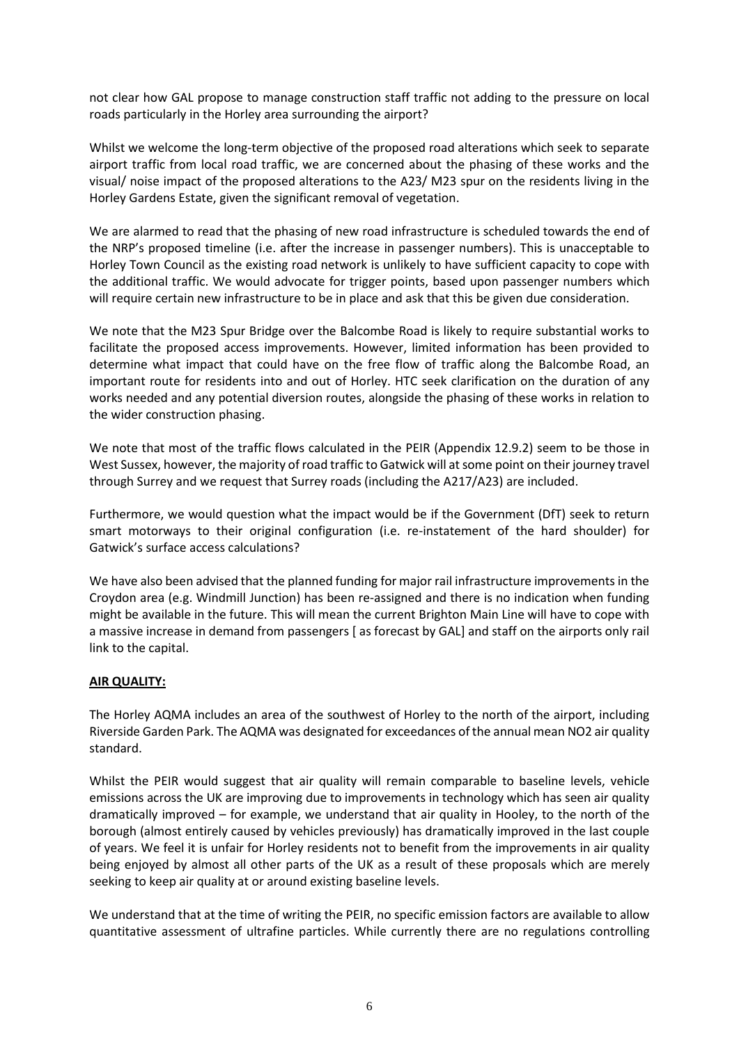not clear how GAL propose to manage construction staff traffic not adding to the pressure on local roads particularly in the Horley area surrounding the airport?

Whilst we welcome the long-term objective of the proposed road alterations which seek to separate airport traffic from local road traffic, we are concerned about the phasing of these works and the visual/ noise impact of the proposed alterations to the A23/ M23 spur on the residents living in the Horley Gardens Estate, given the significant removal of vegetation.

We are alarmed to read that the phasing of new road infrastructure is scheduled towards the end of the NRP's proposed timeline (i.e. after the increase in passenger numbers). This is unacceptable to Horley Town Council as the existing road network is unlikely to have sufficient capacity to cope with the additional traffic. We would advocate for trigger points, based upon passenger numbers which will require certain new infrastructure to be in place and ask that this be given due consideration.

We note that the M23 Spur Bridge over the Balcombe Road is likely to require substantial works to facilitate the proposed access improvements. However, limited information has been provided to determine what impact that could have on the free flow of traffic along the Balcombe Road, an important route for residents into and out of Horley. HTC seek clarification on the duration of any works needed and any potential diversion routes, alongside the phasing of these works in relation to the wider construction phasing.

We note that most of the traffic flows calculated in the PEIR (Appendix 12.9.2) seem to be those in West Sussex, however, the majority of road traffic to Gatwick will at some point on their journey travel through Surrey and we request that Surrey roads (including the A217/A23) are included.

Furthermore, we would question what the impact would be if the Government (DfT) seek to return smart motorways to their original configuration (i.e. re-instatement of the hard shoulder) for Gatwick's surface access calculations?

We have also been advised that the planned funding for major rail infrastructure improvements in the Croydon area (e.g. Windmill Junction) has been re-assigned and there is no indication when funding might be available in the future. This will mean the current Brighton Main Line will have to cope with a massive increase in demand from passengers [ as forecast by GAL] and staff on the airports only rail link to the capital.

**AIR QUALITY:**

The Horley AQMA includes an area of the southwest of Horley to the north of the airport, including Riverside Garden Park. The AQMA was designated for exceedances of the annual mean NO2 air quality standard.

Whilst the PEIR would suggest that air quality will remain comparable to baseline levels, vehicle emissions across the UK are improving due to improvements in technology which has seen air quality dramatically improved – for example, we understand that air quality in Hooley, to the north of the borough (almost entirely caused by vehicles previously) has dramatically improved in the last couple of years. We feel it is unfair for Horley residents not to benefit from the improvements in air quality being enjoyed by almost all other parts of the UK as a result of these proposals which are merely seeking to keep air quality at or around existing baseline levels.

We understand that at the time of writing the PEIR, no specific emission factors are available to allow quantitative assessment of ultrafine particles. While currently there are no regulations controlling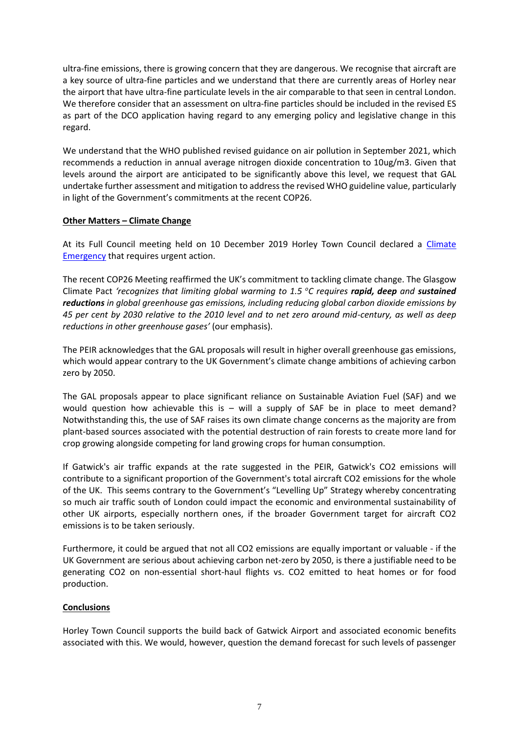ultra-fine emissions, there is growing concern that they are dangerous. We recognise that aircraft are a key source of ultra-fine particles and we understand that there are currently areas of Horley near the airport that have ultra-fine particulate levels in the air comparable to that seen in central London. We therefore consider that an assessment on ultra-fine particles should be included in the revised ES as part of the DCO application having regard to any emerging policy and legislative change in this regard.

We understand that the WHO published revised guidance on air pollution in September 2021, which recommends a reduction in annual average nitrogen dioxide concentration to 10ug/m3. Given that levels around the airport are anticipated to be significantly above this level, we request that GAL undertake further assessment and mitigation to address the revised WHO guideline value, particularly in light of the Government's commitments at the recent COP26.

**Other Matters – Climate Change**

At its Full Council meeting held on 10 December 2019 Horley Town Council declared a [Climate Emergency] that requires urgent action.

The recent COP26 Meeting reaffirmed the UK's commitment to tackling climate change. The Glasgow Climate Pact *'recognizes that limiting global warming to 1.5 $^{o}C$ requires* ***rapid, deep*** *and* ***sustained reductions*** *in global greenhouse gas emissions, including reducing global carbon dioxide emissions by 45 per cent by 2030 relative to the 2010 level and to net zero around mid-century, as well as deep reductions in other greenhouse gases'* (our emphasis).

The PEIR acknowledges that the GAL proposals will result in higher overall greenhouse gas emissions, which would appear contrary to the UK Government's climate change ambitions of achieving carbon zero by 2050.

The GAL proposals appear to place significant reliance on Sustainable Aviation Fuel (SAF) and we would question how achievable this is – will a supply of SAF be in place to meet demand? Notwithstanding this, the use of SAF raises its own climate change concerns as the majority are from plant-based sources associated with the potential destruction of rain forests to create more land for crop growing alongside competing for land growing crops for human consumption.

If Gatwick's air traffic expands at the rate suggested in the PEIR, Gatwick's CO2 emissions will contribute to a significant proportion of the Government's total aircraft CO2 emissions for the whole of the UK. This seems contrary to the Government's "Levelling Up" Strategy whereby concentrating so much air traffic south of London could impact the economic and environmental sustainability of other UK airports, especially northern ones, if the broader Government target for aircraft CO2 emissions is to be taken seriously.

Furthermore, it could be argued that not all CO2 emissions are equally important or valuable - if the UK Government are serious about achieving carbon net-zero by 2050, is there a justifiable need to be generating CO2 on non-essential short-haul flights vs. CO2 emitted to heat homes or for food production.

**Conclusions**

Horley Town Council supports the build back of Gatwick Airport and associated economic benefits associated with this. We would, however, question the demand forecast for such levels of passenger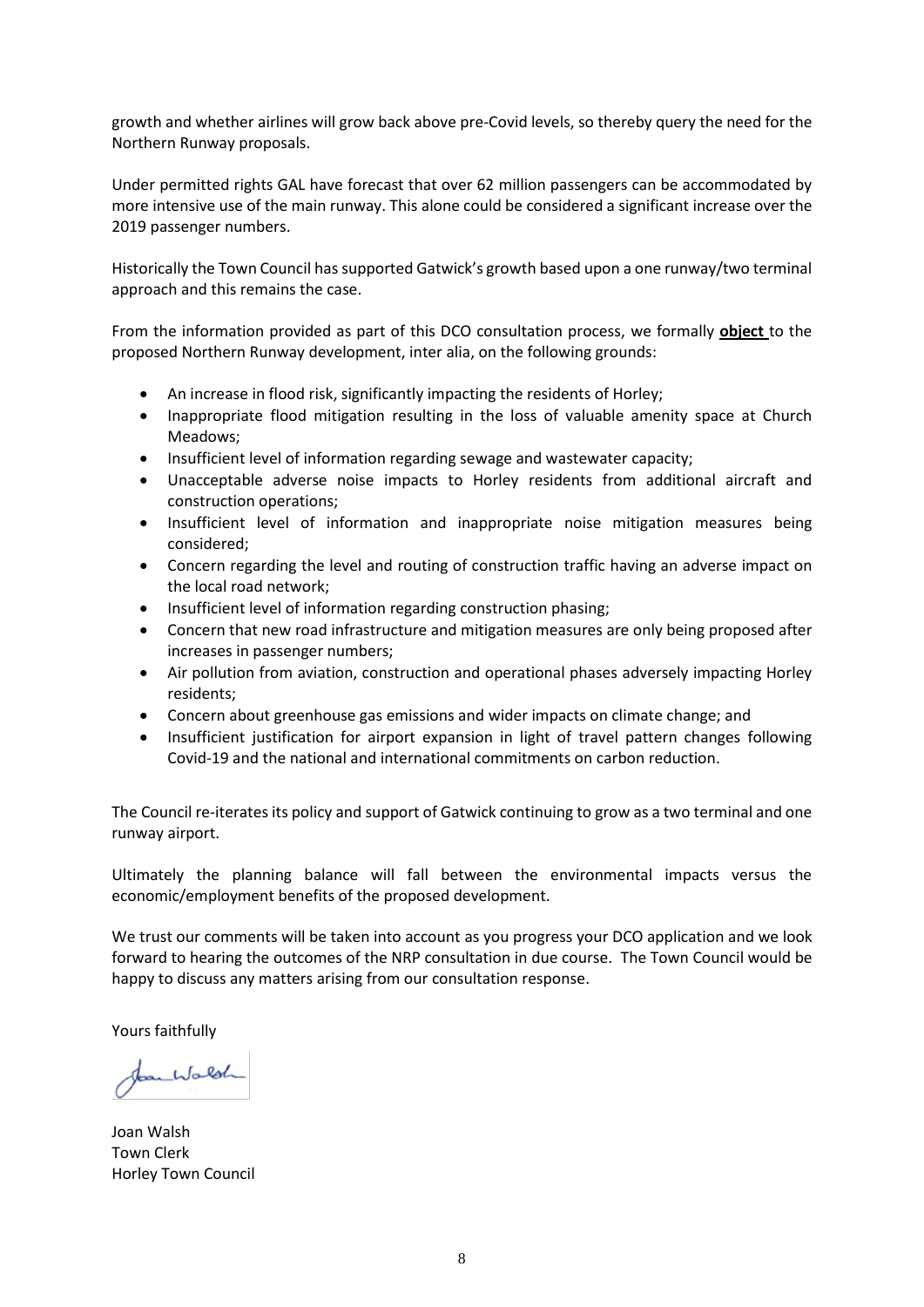growth and whether airlines will grow back above pre-Covid levels, so thereby query the need for the Northern Runway proposals.

Under permitted rights GAL have forecast that over 62 million passengers can be accommodated by more intensive use of the main runway. This alone could be considered a significant increase over the 2019 passenger numbers.

Historically the Town Council has supported Gatwick's growth based upon a one runway/two terminal approach and this remains the case.

From the information provided as part of this DCO consultation process, we formally **object** to the proposed Northern Runway development, inter alia, on the following grounds:

- An increase in flood risk, significantly impacting the residents of Horley;
- Inappropriate flood mitigation resulting in the loss of valuable amenity space at Church Meadows;
- Insufficient level of information regarding sewage and wastewater capacity;
- Unacceptable adverse noise impacts to Horley residents from additional aircraft and construction operations;
- Insufficient level of information and inappropriate noise mitigation measures being considered;
- Concern regarding the level and routing of construction traffic having an adverse impact on the local road network;
- Insufficient level of information regarding construction phasing;
- Concern that new road infrastructure and mitigation measures are only being proposed after increases in passenger numbers;
- Air pollution from aviation, construction and operational phases adversely impacting Horley residents;
- Concern about greenhouse gas emissions and wider impacts on climate change; and
- Insufficient justification for airport expansion in light of travel pattern changes following Covid-19 and the national and international commitments on carbon reduction.

The Council re-iterates its policy and support of Gatwick continuing to grow as a two terminal and one runway airport.

Ultimately the planning balance will fall between the environmental impacts versus the economic/employment benefits of the proposed development.

We trust our comments will be taken into account as you progress your DCO application and we look forward to hearing the outcomes of the NRP consultation in due course. The Town Council would be happy to discuss any matters arising from our consultation response.

Yours faithfully

Joan Walsh
Town Clerk
Horley Town Council